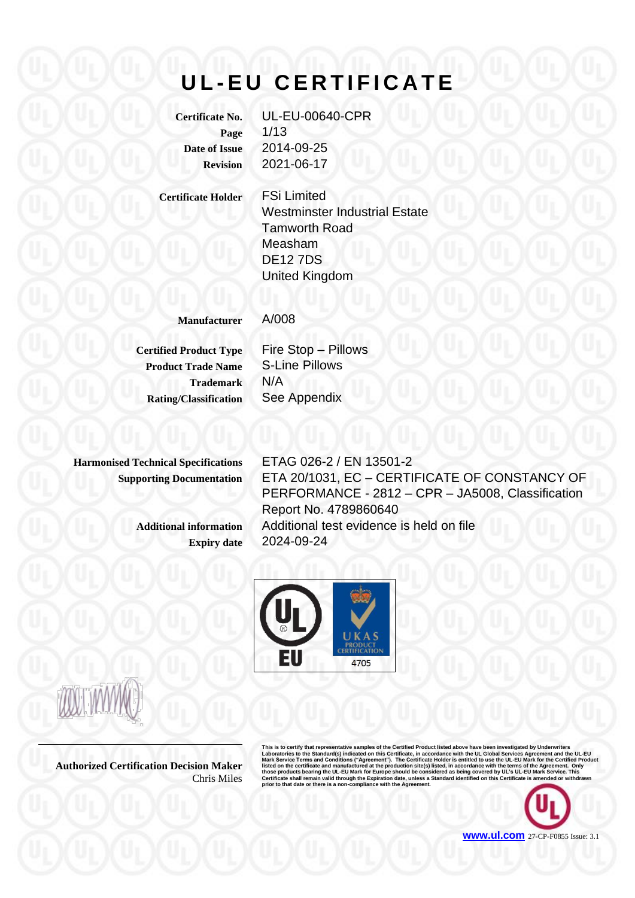# UL-EU CERTIFICATE

| | |
|---|---|
| **Certificate No.** | UL-EU-00640-CPR |
| **Page** | 1/13 |
| **Date of Issue** | 2014-09-25 |
| **Revision** | 2021-06-17 |

| | |
|---|---|
| **Certificate Holder** | FSi Limited<br>Westminster Industrial Estate<br>Tamworth Road<br>Measham<br>DE12 7DS<br>United Kingdom |

| | |
|---|---|
| **Manufacturer** | A/008 |

| | |
|---|---|
| **Certified Product Type** | Fire Stop – Pillows |
| **Product Trade Name** | S-Line Pillows |
| **Trademark** | N/A |
| **Rating/Classification** | See Appendix |

| | |
|---|---|
| **Harmonised Technical Specifications** | ETAG 026-2 / EN 13501-2 |
| **Supporting Documentation** | ETA 20/1031, EC – CERTIFICATE OF CONSTANCY OF PERFORMANCE - 2812 – CPR – JA5008, Classification Report No. 4789860640 |
| **Additional information** | Additional test evidence is held on file |
| **Expiry date** | 2024-09-24 |

UL EU

UKAS PRODUCT CERTIFICATION 4705

**Authorized Certification Decision Maker**
Chris Miles

This is to certify that representative samples of the Certified Product listed above have been investigated by Underwriters Laboratories to the Standard(s) indicated on this Certificate, in accordance with the UL Global Services Agreement and the UL-EU Mark Service Terms and Conditions ("Agreement"). The Certificate Holder is entitled to use the UL-EU Mark for the Certified Product listed on the certificate and manufactured at the production site(s) listed, in accordance with the terms of the Agreement. Only those products bearing the UL-EU Mark for Europe should be considered as being covered by UL's UL-EU Mark Service. This Certificate shall remain valid through the Expiration date, unless a Standard identified on this Certificate is amended or withdrawn prior to that date or there is a non-compliance with the Agreement.

www.ul.com 27-CP-F0855 Issue: 3.1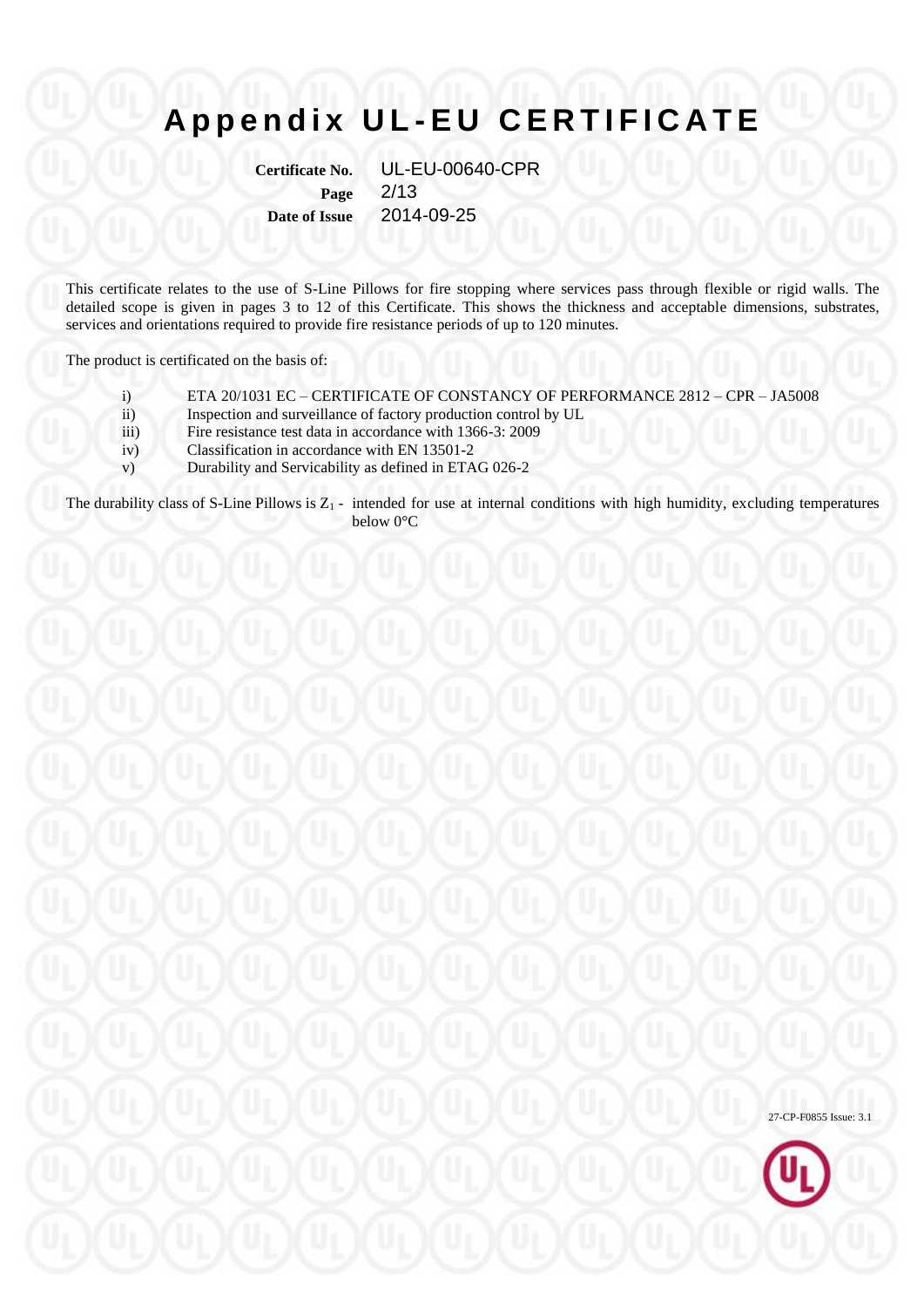# Appendix UL-EU CERTIFICATE

**Certificate No.** UL-EU-00640-CPR
**Page** 2/13
**Date of Issue** 2014-09-25

This certificate relates to the use of S-Line Pillows for fire stopping where services pass through flexible or rigid walls. The detailed scope is given in pages 3 to 12 of this Certificate. This shows the thickness and acceptable dimensions, substrates, services and orientations required to provide fire resistance periods of up to 120 minutes.

The product is certificated on the basis of:

- i) ETA 20/1031 EC – CERTIFICATE OF CONSTANCY OF PERFORMANCE 2812 – CPR – JA5008
- ii) Inspection and surveillance of factory production control by UL
- iii) Fire resistance test data in accordance with 1366-3: 2009
- iv) Classification in accordance with EN 13501-2
- v) Durability and Servicability as defined in ETAG 026-2

The durability class of S-Line Pillows is $Z_1$ - intended for use at internal conditions with high humidity, excluding temperatures below 0°C

27-CP-F0855 Issue: 3.1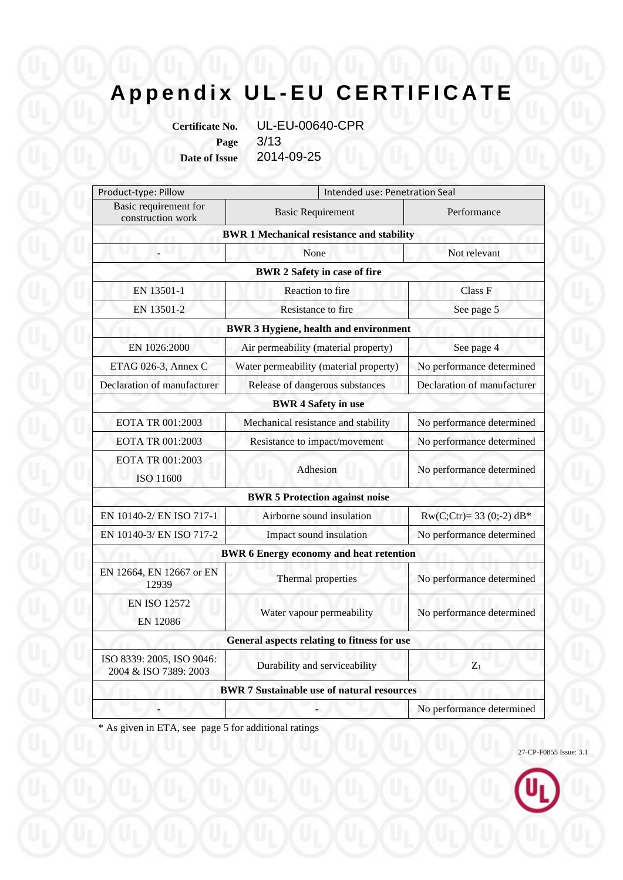# Appendix UL-EU CERTIFICATE

**Certificate No.** UL-EU-00640-CPR
**Page** 3/13
**Date of Issue** 2014-09-25

| Product-type: Pillow | Intended use: Penetration Seal | |
|---|---|---|
| Basic requirement for construction work | Basic Requirement | Performance |
| **BWR 1 Mechanical resistance and stability** | | |
| - | None | Not relevant |
| **BWR 2 Safety in case of fire** | | |
| EN 13501-1 | Reaction to fire | Class F |
| EN 13501-2 | Resistance to fire | See page 5 |
| **BWR 3 Hygiene, health and environment** | | |
| EN 1026:2000 | Air permeability (material property) | See page 4 |
| ETAG 026-3, Annex C | Water permeability (material property) | No performance determined |
| Declaration of manufacturer | Release of dangerous substances | Declaration of manufacturer |
| **BWR 4 Safety in use** | | |
| EOTA TR 001:2003 | Mechanical resistance and stability | No performance determined |
| EOTA TR 001:2003 | Resistance to impact/movement | No performance determined |
| EOTA TR 001:2003 ISO 11600 | Adhesion | No performance determined |
| **BWR 5 Protection against noise** | | |
| EN 10140-2/ EN ISO 717-1 | Airborne sound insulation | Rw(C;Ctr)= 33 (0;-2) dB* |
| EN 10140-3/ EN ISO 717-2 | Impact sound insulation | No performance determined |
| **BWR 6 Energy economy and heat retention** | | |
| EN 12664, EN 12667 or EN 12939 | Thermal properties | No performance determined |
| EN ISO 12572 EN 12086 | Water vapour permeability | No performance determined |
| **General aspects relating to fitness for use** | | |
| ISO 8339: 2005, ISO 9046: 2004 & ISO 7389: 2003 | Durability and serviceability | $Z_1$ |
| **BWR 7 Sustainable use of natural resources** | | |
| - | - | No performance determined |

* As given in ETA, see page 5 for additional ratings

27-CP-F0855 Issue: 3.1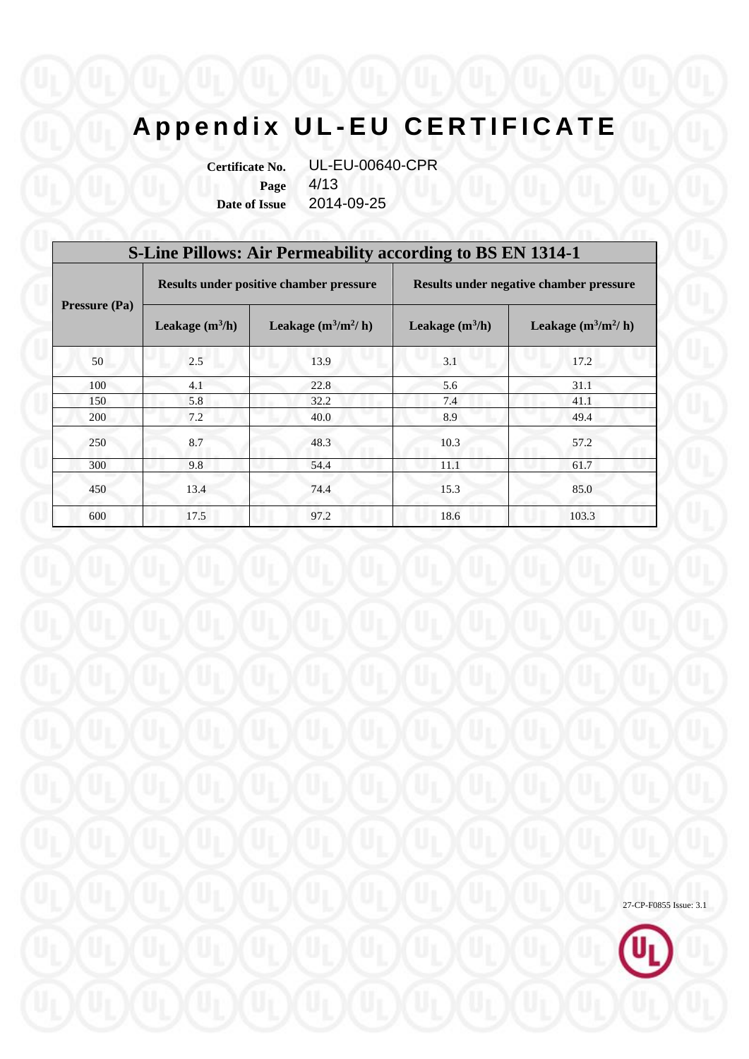# Appendix UL-EU CERTIFICATE

**Certificate No.** UL-EU-00640-CPR
**Page** 4/13
**Date of Issue** 2014-09-25

| S-Line Pillows: Air Permeability according to BS EN 1314-1 | | | | |
|---|---|---|---|---|
| **Pressure (Pa)** | **Results under positive chamber pressure** | | **Results under negative chamber pressure** | |
| | **Leakage ($m^3$/h)** | **Leakage ($m^3$/$m^2$/ h)** | **Leakage ($m^3$/h)** | **Leakage ($m^3$/$m^2$/ h)** |
| 50 | 2.5 | 13.9 | 3.1 | 17.2 |
| 100 | 4.1 | 22.8 | 5.6 | 31.1 |
| 150 | 5.8 | 32.2 | 7.4 | 41.1 |
| 200 | 7.2 | 40.0 | 8.9 | 49.4 |
| 250 | 8.7 | 48.3 | 10.3 | 57.2 |
| 300 | 9.8 | 54.4 | 11.1 | 61.7 |
| 450 | 13.4 | 74.4 | 15.3 | 85.0 |
| 600 | 17.5 | 97.2 | 18.6 | 103.3 |

27-CP-F0855 Issue: 3.1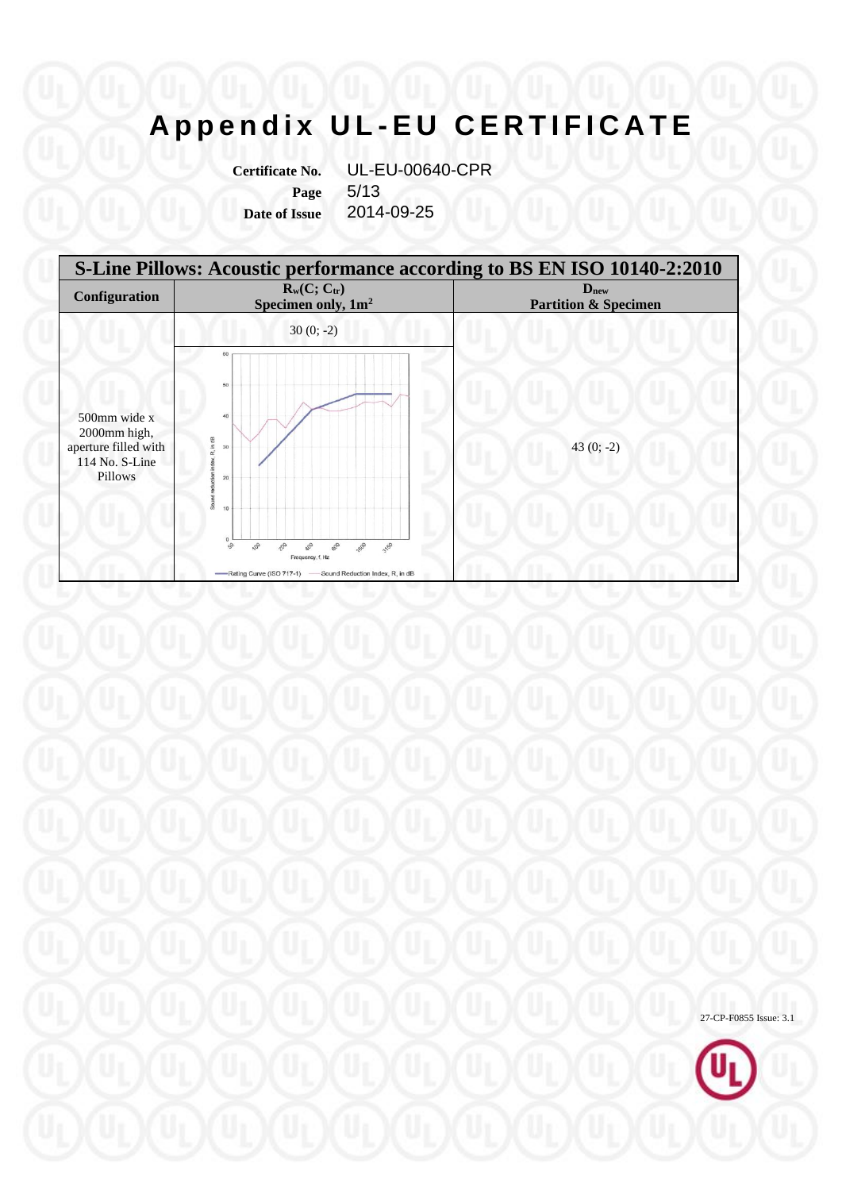# Appendix UL-EU CERTIFICATE

**Certificate No.** UL-EU-00640-CPR
**Page** 5/13
**Date of Issue** 2014-09-25

| S-Line Pillows: Acoustic performance according to BS EN ISO 10140-2:2010 | | |
|---|---|---|
| **Configuration** | **$R_w(C; C_{tr})$ Specimen only, 1m²** | **$D_{new}$ Partition & Specimen** |
| 500mm wide x 2000mm high, aperture filled with 114 No. S-Line Pillows | 30 (0; -2) | 43 (0; -2) |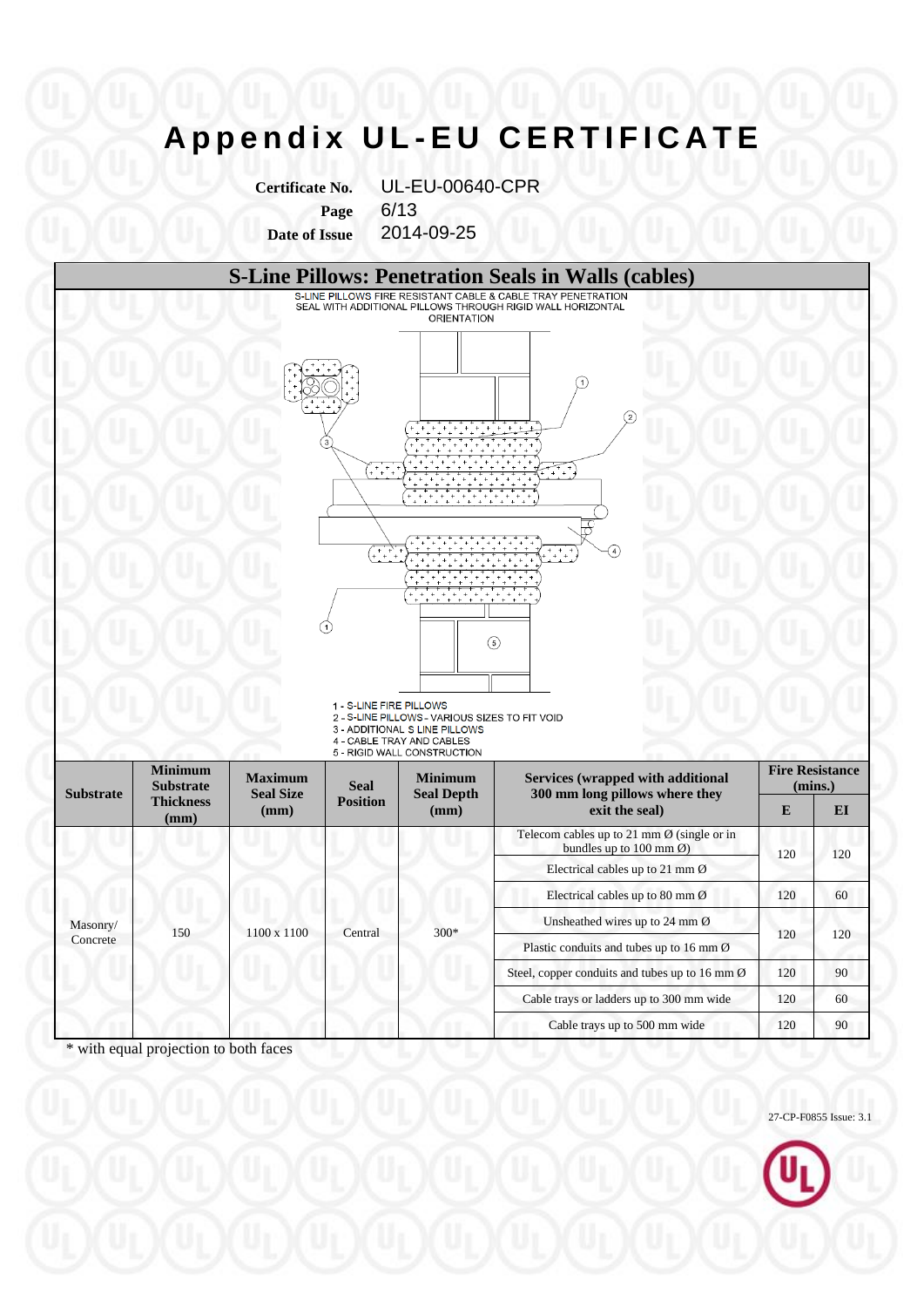# Appendix UL-EU CERTIFICATE

**Certificate No.** UL-EU-00640-CPR
**Page** 6/13
**Date of Issue** 2014-09-25

## S-Line Pillows: Penetration Seals in Walls (cables)

S-LINE PILLOWS FIRE RESISTANT CABLE & CABLE TRAY PENETRATION SEAL WITH ADDITIONAL PILLOWS THROUGH RIGID WALL HORIZONTAL ORIENTATION

1 - S-LINE FIRE PILLOWS
2 - S-LINE PILLOWS - VARIOUS SIZES TO FIT VOID
3 - ADDITIONAL S LINE PILLOWS
4 - CABLE TRAY AND CABLES
5 - RIGID WALL CONSTRUCTION

| Substrate | Minimum Substrate Thickness (mm) | Maximum Seal Size (mm) | Seal Position | Minimum Seal Depth (mm) | Services (wrapped with additional 300 mm long pillows where they exit the seal) | Fire Resistance (mins.) | |
|---|---|---|---|---|---|---|---|
| | | | | | | E | EI |
| Masonry/ Concrete | 150 | 1100 x 1100 | Central | 300* | Telecom cables up to 21 mm Ø (single or in bundles up to 100 mm Ø) | 120 | 120 |
| | | | | | Electrical cables up to 21 mm Ø | | |
| | | | | | Electrical cables up to 80 mm Ø | 120 | 60 |
| | | | | | Unsheathed wires up to 24 mm Ø | 120 | 120 |
| | | | | | Plastic conduits and tubes up to 16 mm Ø | | |
| | | | | | Steel, copper conduits and tubes up to 16 mm Ø | 120 | 90 |
| | | | | | Cable trays or ladders up to 300 mm wide | 120 | 60 |
| | | | | | Cable trays up to 500 mm wide | 120 | 90 |

* with equal projection to both faces

27-CP-F0855 Issue: 3.1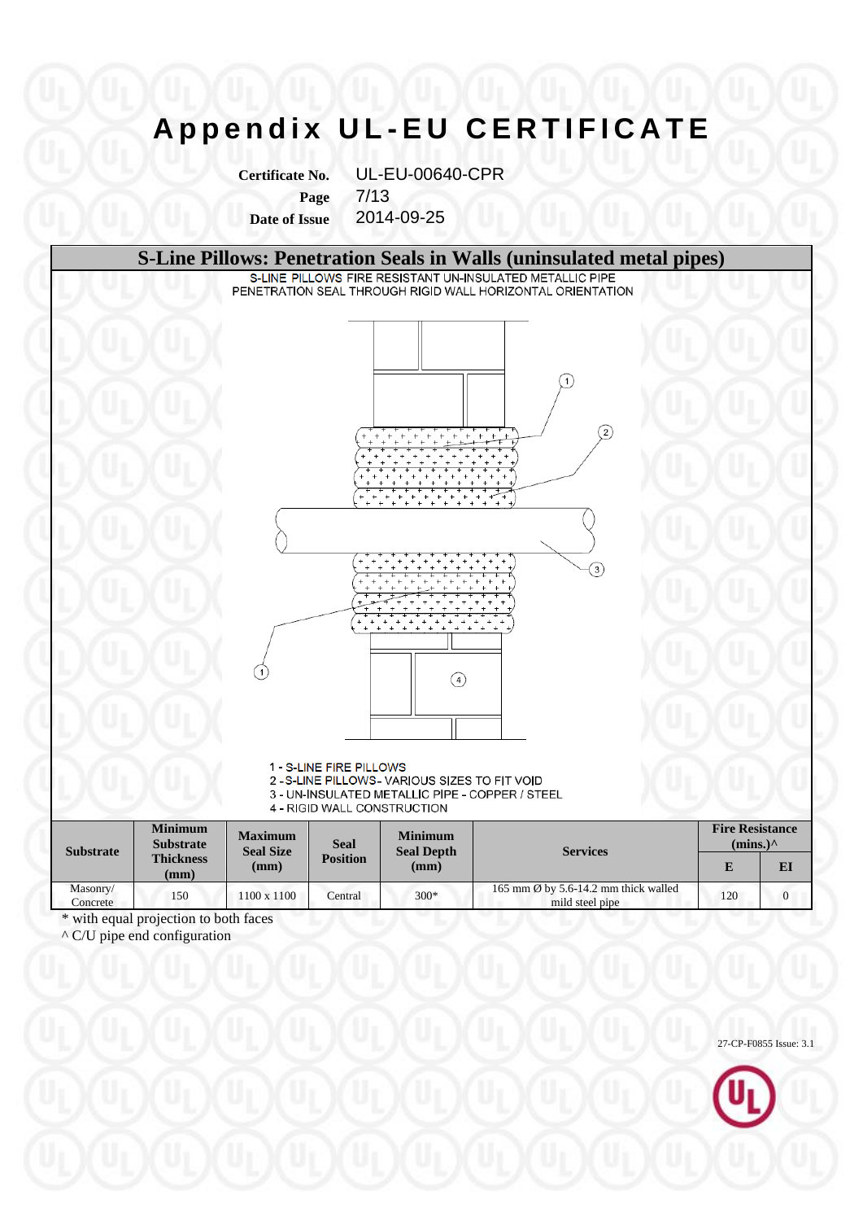# Appendix UL-EU CERTIFICATE

**Certificate No.** UL-EU-00640-CPR
**Page** 7/13
**Date of Issue** 2014-09-25

## S-Line Pillows: Penetration Seals in Walls (uninsulated metal pipes)

S-LINE PILLOWS FIRE RESISTANT UN-INSULATED METALLIC PIPE
PENETRATION SEAL THROUGH RIGID WALL HORIZONTAL ORIENTATION

1 - S-LINE FIRE PILLOWS
2 - S-LINE PILLOWS - VARIOUS SIZES TO FIT VOID
3 - UN-INSULATED METALLIC PIPE - COPPER / STEEL
4 - RIGID WALL CONSTRUCTION

| Substrate | Minimum Substrate Thickness (mm) | Maximum Seal Size (mm) | Seal Position | Minimum Seal Depth (mm) | Services | Fire Resistance (mins.)^ | |
|---|---|---|---|---|---|---|---|
| | | | | | | E | EI |
| Masonry/ Concrete | 150 | 1100 x 1100 | Central | 300* | 165 mm Ø by 5.6-14.2 mm thick walled mild steel pipe | 120 | 0 |

* with equal projection to both faces
^ C/U pipe end configuration

27-CP-F0855 Issue: 3.1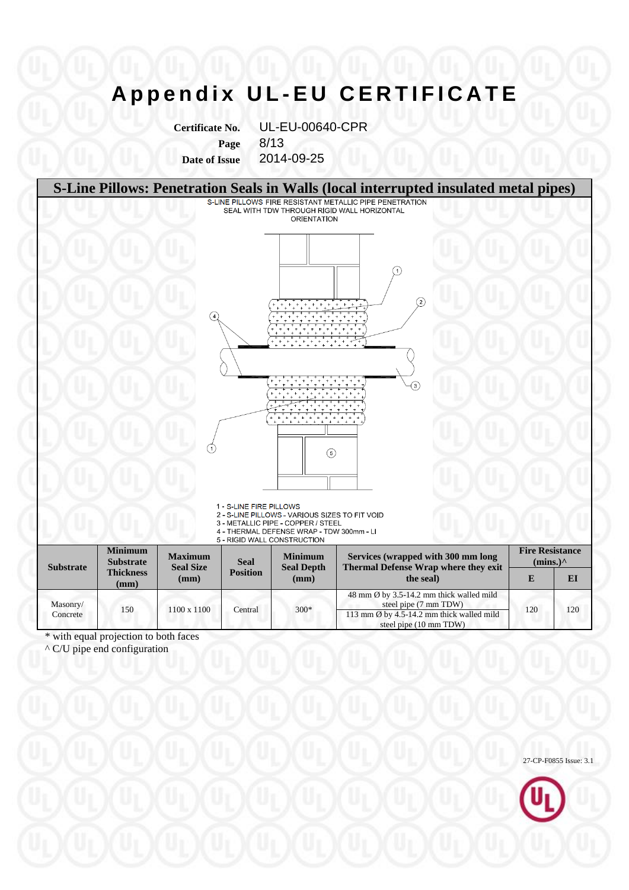# Appendix UL-EU CERTIFICATE

**Certificate No.** UL-EU-00640-CPR
**Page** 8/13
**Date of Issue** 2014-09-25

## S-Line Pillows: Penetration Seals in Walls (local interrupted insulated metal pipes)

S-LINE PILLOWS FIRE RESISTANT METALLIC PIPE PENETRATION SEAL WITH TDW THROUGH RIGID WALL HORIZONTAL ORIENTATION

1 - S-LINE FIRE PILLOWS
2 - S-LINE PILLOWS - VARIOUS SIZES TO FIT VOID
3 - METALLIC PIPE - COPPER / STEEL
4 - THERMAL DEFENSE WRAP - TDW 300mm - LI
5 - RIGID WALL CONSTRUCTION

| Substrate | Minimum Substrate Thickness (mm) | Maximum Seal Size (mm) | Seal Position | Minimum Seal Depth (mm) | Services (wrapped with 300 mm long Thermal Defense Wrap where they exit the seal) | Fire Resistance (mins.)^ | |
|---|---|---|---|---|---|---|---|
| | | | | | | E | EI |
| Masonry/ Concrete | 150 | 1100 x 1100 | Central | 300* | 48 mm Ø by 3.5-14.2 mm thick walled mild steel pipe (7 mm TDW) | 120 | 120 |
| | | | | | 113 mm Ø by 4.5-14.2 mm thick walled mild steel pipe (10 mm TDW) | | |

\* with equal projection to both faces
^ C/U pipe end configuration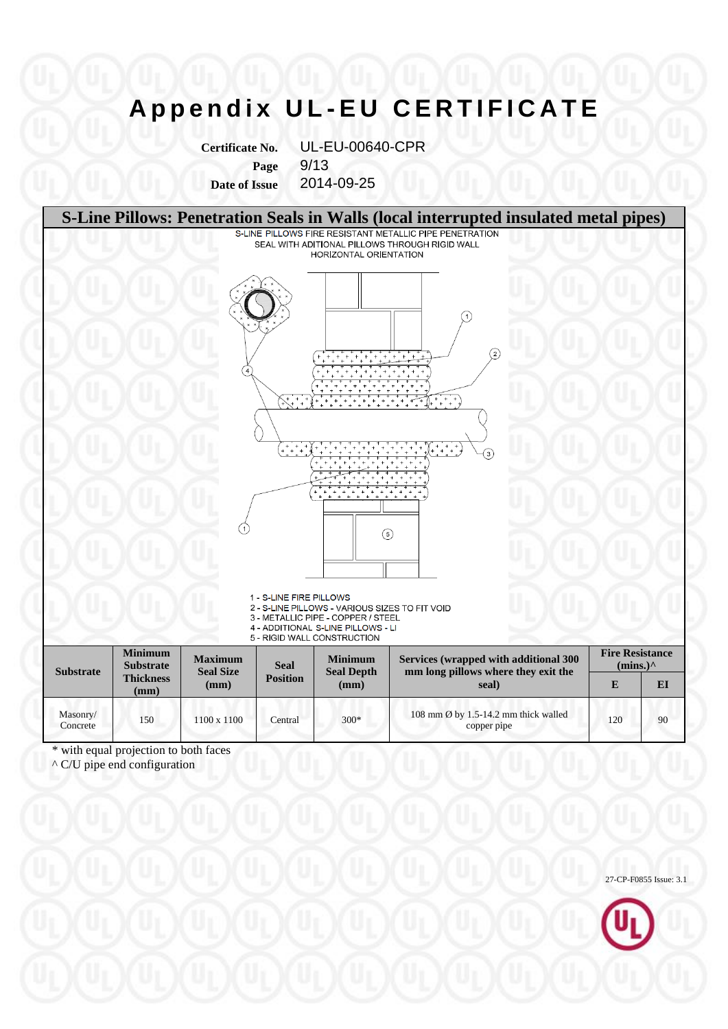# Appendix UL-EU CERTIFICATE

**Certificate No.** UL-EU-00640-CPR
**Page** 9/13
**Date of Issue** 2014-09-25

## S-Line Pillows: Penetration Seals in Walls (local interrupted insulated metal pipes)

S-LINE PILLOWS FIRE RESISTANT METALLIC PIPE PENETRATION SEAL WITH ADITIONAL PILLOWS THROUGH RIGID WALL
HORIZONTAL ORIENTATION

1 - S-LINE FIRE PILLOWS
2 - S-LINE PILLOWS - VARIOUS SIZES TO FIT VOID
3 - METALLIC PIPE - COPPER / STEEL
4 - ADDITIONAL S-LINE PILLOWS - LI
5 - RIGID WALL CONSTRUCTION

| Substrate | Minimum Substrate Thickness (mm) | Maximum Seal Size (mm) | Seal Position | Minimum Seal Depth (mm) | Services (wrapped with additional 300 mm long pillows where they exit the seal) | Fire Resistance (mins.)^ | |
|---|---|---|---|---|---|---|---|
| | | | | | | E | EI |
| Masonry/ Concrete | 150 | 1100 x 1100 | Central | 300* | 108 mm Ø by 1.5-14.2 mm thick walled copper pipe | 120 | 90 |

\* with equal projection to both faces
^ C/U pipe end configuration

27-CP-F0855 Issue: 3.1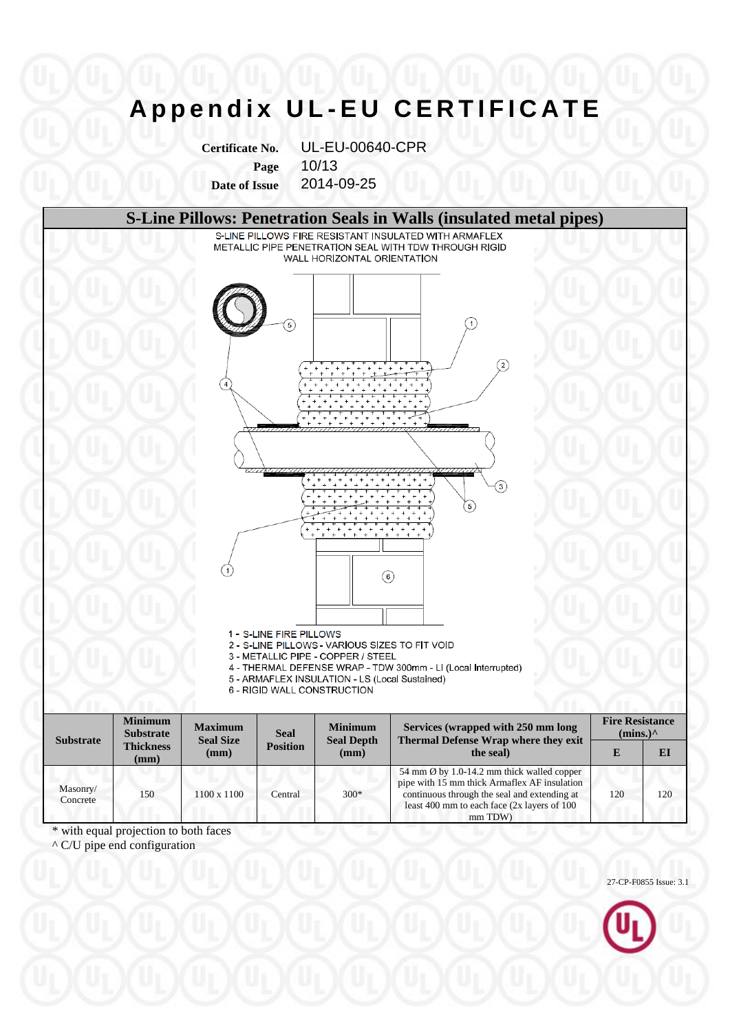# Appendix UL-EU CERTIFICATE

**Certificate No.** UL-EU-00640-CPR
**Page** 10/13
**Date of Issue** 2014-09-25

## S-Line Pillows: Penetration Seals in Walls (insulated metal pipes)

S-LINE PILLOWS FIRE RESISTANT INSULATED WITH ARMAFLEX METALLIC PIPE PENETRATION SEAL WITH TDW THROUGH RIGID WALL HORIZONTAL ORIENTATION

1 - S-LINE FIRE PILLOWS
2 - S-LINE PILLOWS - VARIOUS SIZES TO FIT VOID
3 - METALLIC PIPE - COPPER / STEEL
4 - THERMAL DEFENSE WRAP - TDW 300mm - LI (Local Interrupted)
5 - ARMAFLEX INSULATION - LS (Local Sustained)
6 - RIGID WALL CONSTRUCTION

| Substrate | Minimum Substrate Thickness (mm) | Maximum Seal Size (mm) | Seal Position | Minimum Seal Depth (mm) | Services (wrapped with 250 mm long Thermal Defense Wrap where they exit the seal) | Fire Resistance (mins.)^ | |
|---|---|---|---|---|---|---|---|
| | | | | | | E | EI |
| Masonry/ Concrete | 150 | 1100 x 1100 | Central | 300* | 54 mm Ø by 1.0-14.2 mm thick walled copper pipe with 15 mm thick Armaflex AF insulation continuous through the seal and extending at least 400 mm to each face (2x layers of 100 mm TDW) | 120 | 120 |

* with equal projection to both faces
^ C/U pipe end configuration

27-CP-F0855 Issue: 3.1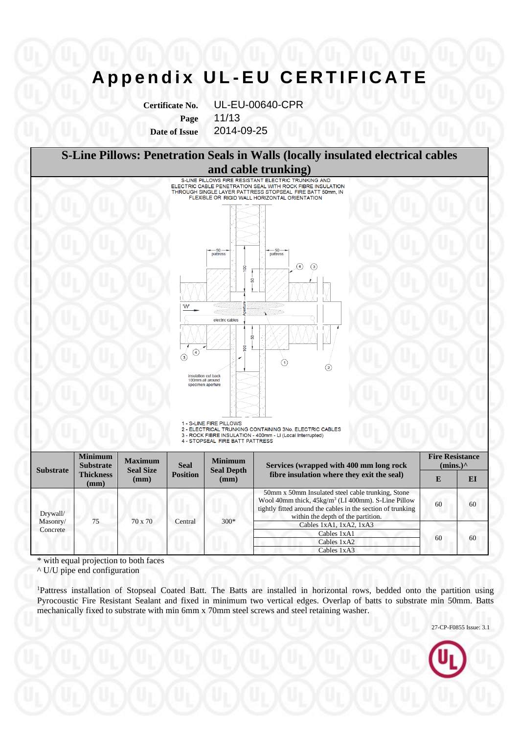# Appendix UL-EU CERTIFICATE

**Certificate No.** UL-EU-00640-CPR
**Page** 11/13
**Date of Issue** 2014-09-25

## S-Line Pillows: Penetration Seals in Walls (locally insulated electrical cables and cable trunking)

S-LINE PILLOWS FIRE RESISTANT ELECTRIC TRUNKING AND ELECTRIC CABLE PENETRATION SEAL WITH ROCK FIBRE INSULATION THROUGH SINGLE LAYER PATTRESS STOPSEAL FIRE BATT 50mm, IN FLEXIBLE OR RIGID WALL HORIZONTAL ORIENTATION

1 - S-LINE FIRE PILLOWS
2 - ELECTRICAL TRUNKING CONTAINING 3No. ELECTRIC CABLES
3 - ROCK FIBRE INSULATION - 400mm - LI (Local Interrupted)
4 - STOPSEAL FIRE BATT PATTRESS

| Substrate | Minimum Substrate Thickness (mm) | Maximum Seal Size (mm) | Seal Position | Minimum Seal Depth (mm) | Services (wrapped with 400 mm long rock fibre insulation where they exit the seal) | Fire Resistance (mins.)^ | |
|---|---|---|---|---|---|---|---|
| | | | | | | E | EI |
| Drywall/ Masonry/ Concrete | 75 | 70 x 70 | Central | 300* | 50mm x 50mm Insulated steel cable trunking, Stone Wool 40mm thick, 45kg/m³ (LI 400mm). S-Line Pillow tightly fitted around the cables in the section of trunking within the depth of the partition. | 60 | 60 |
| | | | | | Cables 1xA1, 1xA2, 1xA3 | 60 | 60 |
| | | | | | Cables 1xA1 | | |
| | | | | | Cables 1xA2 | | |
| | | | | | Cables 1xA3 | | |

\* with equal projection to both faces
^ U/U pipe end configuration

[1]Pattress installation of Stopseal Coated Batt. The Batts are installed in horizontal rows, bedded onto the partition using Pyrocoustic Fire Resistant Sealant and fixed in minimum two vertical edges. Overlap of batts to substrate min 50mm. Batts mechanically fixed to substrate with min 6mm x 70mm steel screws and steel retaining washer.

27-CP-F0855 Issue: 3.1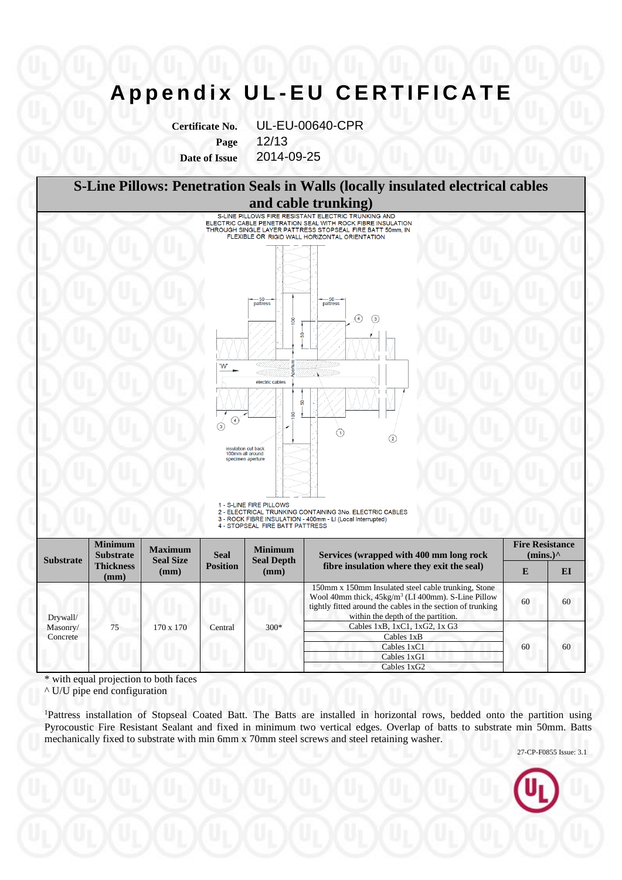# Appendix UL-EU CERTIFICATE

**Certificate No.** UL-EU-00640-CPR
**Page** 12/13
**Date of Issue** 2014-09-25

## S-Line Pillows: Penetration Seals in Walls (locally insulated electrical cables and cable trunking)

S-LINE PILLOWS FIRE RESISTANT ELECTRIC TRUNKING AND ELECTRIC CABLE PENETRATION SEAL WITH ROCK FIBRE INSULATION THROUGH SINGLE LAYER PATTRESS STOPSEAL FIRE BATT 50mm, IN FLEXIBLE OR RIGID WALL HORIZONTAL ORIENTATION

1 - S-LINE FIRE PILLOWS
2 - ELECTRICAL TRUNKING CONTAINING 3No. ELECTRIC CABLES
3 - ROCK FIBRE INSULATION - 400mm - LI (Local Interrupted)
4 - STOPSEAL FIRE BATT PATTRESS

| Substrate | Minimum Substrate Thickness (mm) | Maximum Seal Size (mm) | Seal Position | Minimum Seal Depth (mm) | Services (wrapped with 400 mm long rock fibre insulation where they exit the seal) | Fire Resistance (mins.)^ | |
|---|---|---|---|---|---|---|---|
| | | | | | | E | EI |
| Drywall/ Masonry/ Concrete | 75 | 170 x 170 | Central | 300* | 150mm x 150mm Insulated steel cable trunking, Stone Wool 40mm thick, 45kg/m$^3$ (LI 400mm). S-Line Pillow tightly fitted around the cables in the section of trunking within the depth of the partition. | 60 | 60 |
| | | | | | Cables 1xB, 1xC1, 1xG2, 1x G3 | 60 | 60 |
| | | | | | Cables 1xB | | |
| | | | | | Cables 1xC1 | | |
| | | | | | Cables 1xG1 | | |
| | | | | | Cables 1xG2 | | |

\* with equal projection to both faces
^ U/U pipe end configuration

[1]Pattress installation of Stopseal Coated Batt. The Batts are installed in horizontal rows, bedded onto the partition using Pyrocoustic Fire Resistant Sealant and fixed in minimum two vertical edges. Overlap of batts to substrate min 50mm. Batts mechanically fixed to substrate with min 6mm x 70mm steel screws and steel retaining washer.

27-CP-F0855 Issue: 3.1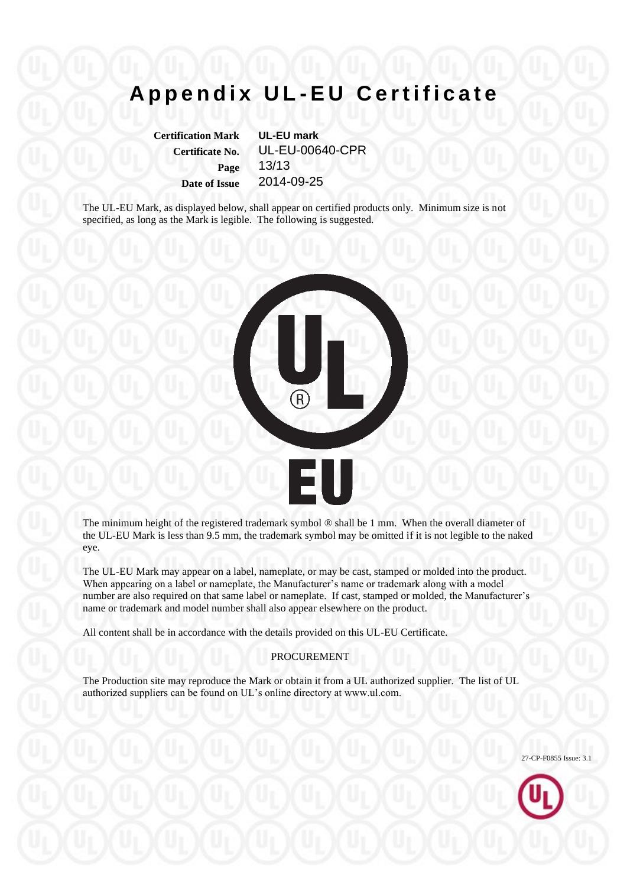# Appendix UL-EU Certificate

| | |
|---|---|
| **Certification Mark** | **UL-EU mark** |
| **Certificate No.** | UL-EU-00640-CPR |
| **Page** | 13/13 |
| **Date of Issue** | 2014-09-25 |

The UL-EU Mark, as displayed below, shall appear on certified products only. Minimum size is not specified, as long as the Mark is legible. The following is suggested.

The minimum height of the registered trademark symbol ® shall be 1 mm. When the overall diameter of the UL-EU Mark is less than 9.5 mm, the trademark symbol may be omitted if it is not legible to the naked eye.

The UL-EU Mark may appear on a label, nameplate, or may be cast, stamped or molded into the product. When appearing on a label or nameplate, the Manufacturer's name or trademark along with a model number are also required on that same label or nameplate. If cast, stamped or molded, the Manufacturer's name or trademark and model number shall also appear elsewhere on the product.

All content shall be in accordance with the details provided on this UL-EU Certificate.

PROCUREMENT

The Production site may reproduce the Mark or obtain it from a UL authorized supplier. The list of UL authorized suppliers can be found on UL's online directory at www.ul.com.

27-CP-F0855 Issue: 3.1